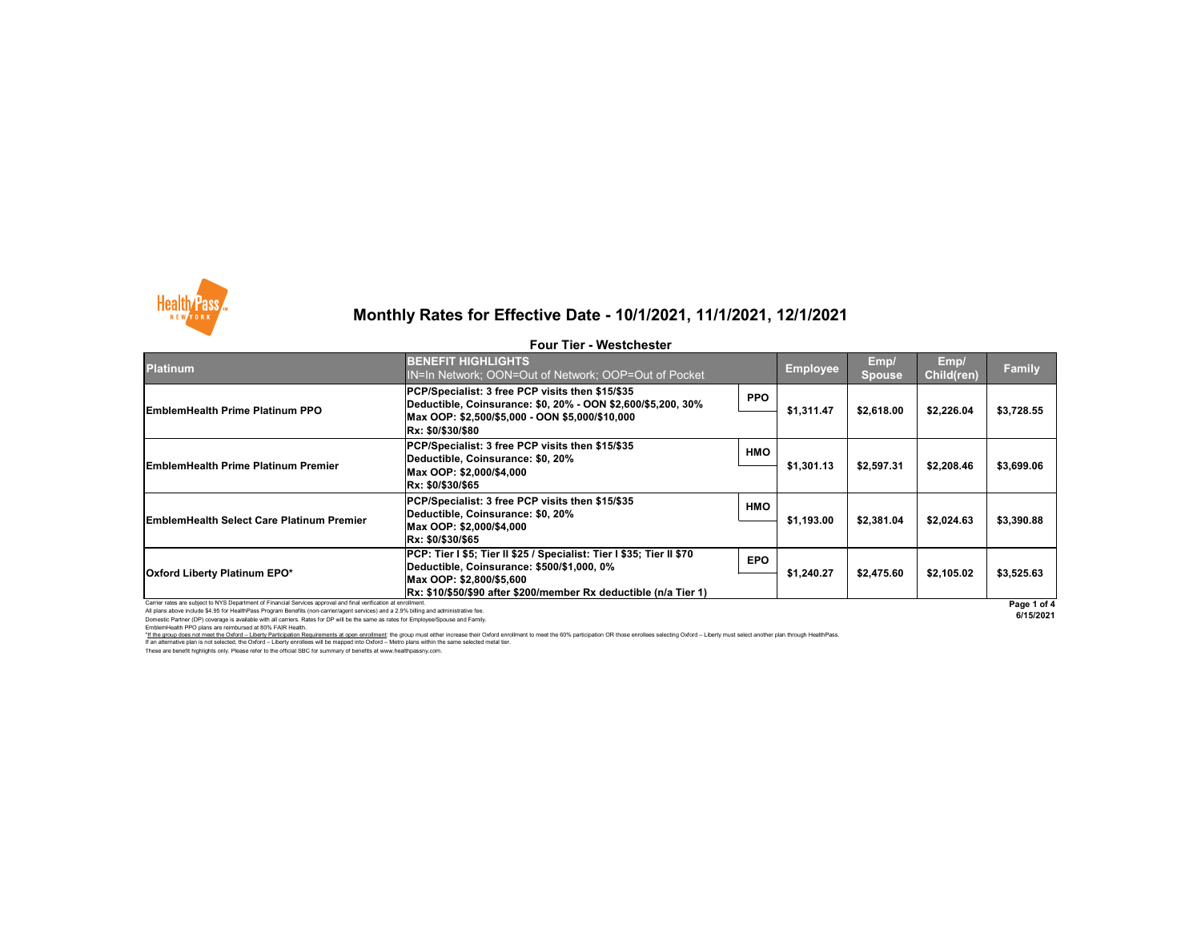# Monthly Rates for Effective Date - 10/1/2021, 11/1/2021, 12/1/2021

## Four Tier - Westchester

| Platinum | BENEFIT HIGHLIGHTS<br>IN=In Network; OON=Out of Network; OOP=Out of Pocket | | Employee | Emp/ Spouse | Emp/ Child(ren) | Family |
|---|---|---|---|---|---|---|
| **EmblemHealth Prime Platinum PPO** | **PCP/Specialist: 3 free PCP visits then $15/$35**<br>**Deductible, Coinsurance: $0, 20% - OON $2,600/$5,200, 30%**<br>**Max OOP: $2,500/$5,000 - OON $5,000/$10,000**<br>**Rx: $0/$30/$80** | **PPO** | **$1,311.47** | **$2,618.00** | **$2,226.04** | **$3,728.55** |
| **EmblemHealth Prime Platinum Premier** | **PCP/Specialist: 3 free PCP visits then $15/$35**<br>**Deductible, Coinsurance: $0, 20%**<br>**Max OOP: $2,000/$4,000**<br>**Rx: $0/$30/$65** | **HMO** | **$1,301.13** | **$2,597.31** | **$2,208.46** | **$3,699.06** |
| **EmblemHealth Select Care Platinum Premier** | **PCP/Specialist: 3 free PCP visits then $15/$35**<br>**Deductible, Coinsurance: $0, 20%**<br>**Max OOP: $2,000/$4,000**<br>**Rx: $0/$30/$65** | **HMO** | **$1,193.00** | **$2,381.04** | **$2,024.63** | **$3,390.88** |
| **Oxford Liberty Platinum EPO*** | **PCP: Tier I $5; Tier II $25 / Specialist: Tier I $35; Tier II $70**<br>**Deductible, Coinsurance: $500/$1,000, 0%**<br>**Max OOP: $2,800/$5,600**<br>**Rx: $10/$50/$90 after $200/member Rx deductible (n/a Tier 1)** | **EPO** | **$1,240.27** | **$2,475.60** | **$2,105.02** | **$3,525.63** |

Carrier rates are subject to NYS Department of Financial Services approval and final verification at enrollment.

All plans above include $4.95 for HealthPass Program Benefits (non-carrier/agent services) and a 2.9% billing and administrative fee.

Domestic Partner (DP) coverage is available with all carriers. Rates for DP will be the same as rates for Employee/Spouse and Family.

EmblemHealth PPO plans are reimbursed at 80% FAIR Health.

*If the group does not meet the Oxford – Liberty Participation Requirements at open enrollment: the group must either increase their Oxford enrollment to meet the 60% participation OR those enrollees selecting Oxford – Liberty must select another plan through HealthPass.

If an alternative plan is not selected, the Oxford – Liberty enrollees will be mapped into Oxford – Metro plans within the same selected metal tier.

These are benefit highlights only. Please refer to the official SBC for summary of benefits at www.healthpassny.com.

6/15/2021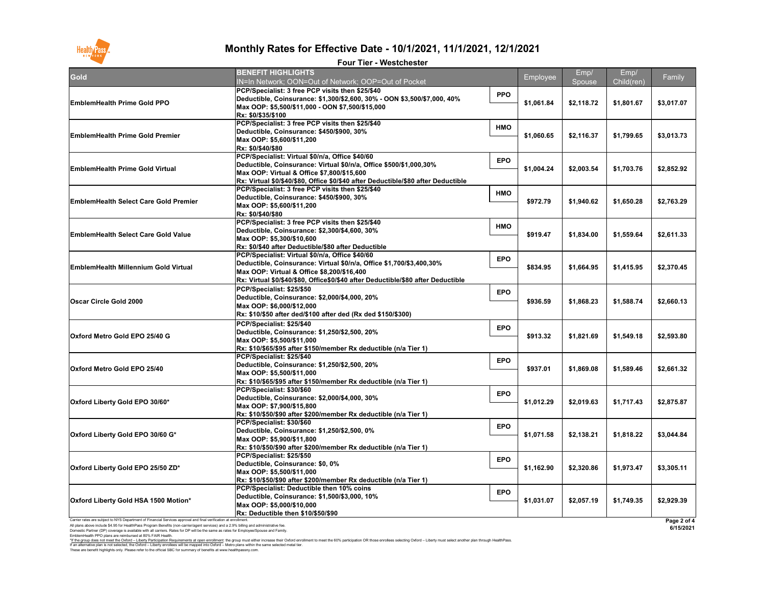# Monthly Rates for Effective Date - 10/1/2021, 11/1/2021, 12/1/2021

## Four Tier - Westchester

| Gold | BENEFIT HIGHLIGHTS<br>IN=In Network; OON=Out of Network; OOP=Out of Pocket | | Employee | Emp/ Spouse | Emp/ Child(ren) | Family |
|---|---|---|---|---|---|---|
| EmblemHealth Prime Gold PPO | PCP/Specialist: 3 free PCP visits then $25/$40<br>Deductible, Coinsurance: $1,300/$2,600, 30% - OON $3,500/$7,000, 40%<br>Max OOP: $5,500/$11,000 - OON $7,500/$15,000<br>Rx: $0/$35/$100 | PPO | $1,061.84 | $2,118.72 | $1,801.67 | $3,017.07 |
| EmblemHealth Prime Gold Premier | PCP/Specialist: 3 free PCP visits then $25/$40<br>Deductible, Coinsurance: $450/$900, 30%<br>Max OOP: $5,600/$11,200<br>Rx: $0/$40/$80 | HMO | $1,060.65 | $2,116.37 | $1,799.65 | $3,013.73 |
| EmblemHealth Prime Gold Virtual | PCP/Specialist: Virtual $0/n/a, Office $40/60<br>Deductible, Coinsurance: Virtual $0/n/a, Office $500/$1,000,30%<br>Max OOP: Virtual & Office $7,800/$15,600<br>Rx: Virtual $0/$40/$80, Office $0/$40 after Deductible/$80 after Deductible | EPO | $1,004.24 | $2,003.54 | $1,703.76 | $2,852.92 |
| EmblemHealth Select Care Gold Premier | PCP/Specialist: 3 free PCP visits then $25/$40<br>Deductible, Coinsurance: $450/$900, 30%<br>Max OOP: $5,600/$11,200<br>Rx: $0/$40/$80 | HMO | $972.79 | $1,940.62 | $1,650.28 | $2,763.29 |
| EmblemHealth Select Care Gold Value | PCP/Specialist: 3 free PCP visits then $25/$40<br>Deductible, Coinsurance: $2,300/$4,600, 30%<br>Max OOP: $5,300/$10,600<br>Rx: $0/$40 after Deductible/$80 after Deductible | HMO | $919.47 | $1,834.00 | $1,559.64 | $2,611.33 |
| EmblemHealth Millennium Gold Virtual | PCP/Specialist: Virtual $0/n/a, Office $40/60<br>Deductible, Coinsurance: Virtual $0/n/a, Office $1,700/$3,400,30%<br>Max OOP: Virtual & Office $8,200/$16,400<br>Rx: Virtual $0/$40/$80, Office$0/$40 after Deductible/$80 after Deductible | EPO | $834.95 | $1,664.95 | $1,415.95 | $2,370.45 |
| Oscar Circle Gold 2000 | PCP/Specialist: $25/$50<br>Deductible, Coinsurance: $2,000/$4,000, 20%<br>Max OOP: $6,000/$12,000<br>Rx: $10/$50 after ded/$100 after ded (Rx ded $150/$300) | EPO | $936.59 | $1,868.23 | $1,588.74 | $2,660.13 |
| Oxford Metro Gold EPO 25/40 G | PCP/Specialist: $25/$40<br>Deductible, Coinsurance: $1,250/$2,500, 20%<br>Max OOP: $5,500/$11,000<br>Rx: $10/$65/$95 after $150/member Rx deductible (n/a Tier 1) | EPO | $913.32 | $1,821.69 | $1,549.18 | $2,593.80 |
| Oxford Metro Gold EPO 25/40 | PCP/Specialist: $25/$40<br>Deductible, Coinsurance: $1,250/$2,500, 20%<br>Max OOP: $5,500/$11,000<br>Rx: $10/$65/$95 after $150/member Rx deductible (n/a Tier 1) | EPO | $937.01 | $1,869.08 | $1,589.46 | $2,661.32 |
| Oxford Liberty Gold EPO 30/60* | PCP/Specialist: $30/$60<br>Deductible, Coinsurance: $2,000/$4,000, 30%<br>Max OOP: $7,900/$15,800<br>Rx: $10/$50/$90 after $200/member Rx deductible (n/a Tier 1) | EPO | $1,012.29 | $2,019.63 | $1,717.43 | $2,875.87 |
| Oxford Liberty Gold EPO 30/60 G* | PCP/Specialist: $30/$60<br>Deductible, Coinsurance: $1,250/$2,500, 0%<br>Max OOP: $5,900/$11,800<br>Rx: $10/$50/$90 after $200/member Rx deductible (n/a Tier 1) | EPO | $1,071.58 | $2,138.21 | $1,818.22 | $3,044.84 |
| Oxford Liberty Gold EPO 25/50 ZD* | PCP/Specialist: $25/$50<br>Deductible, Coinsurance: $0, 0%<br>Max OOP: $5,500/$11,000<br>Rx: $10/$50/$90 after $200/member Rx deductible (n/a Tier 1) | EPO | $1,162.90 | $2,320.86 | $1,973.47 | $3,305.11 |
| Oxford Liberty Gold HSA 1500 Motion* | PCP/Specialist: Deductible then 10% coins<br>Deductible, Coinsurance: $1,500/$3,000, 10%<br>Max OOP: $5,000/$10,000<br>Rx: Deductible then $10/$50/$90 | EPO | $1,031.07 | $2,057.19 | $1,749.35 | $2,929.39 |

Carrier rates are subject to NYS Department of Financial Services approval and final verification at enrollment.
All plans above include $4.95 for HealthPass Program Benefits (non-carrier/agent services) and a 2.9% billing and administrative fee.
Domestic Partner (DP) coverage is available with all carriers. Rates for DP will be the same as rates for Employee/Spouse and Family.
EmblemHealth PPO plans are reimbursed at 80% FAIR Health.
*If the group does not meet the Oxford – Liberty Participation Requirements at open enrollment: the group must either increase their Oxford enrollment to meet the 60% participation OR those enrollees selecting Oxford – Liberty must select another plan through HealthPass.
If an alternative plan is not selected, the Oxford – Liberty enrollees will be mapped into Oxford – Metro plans within the same selected metal tier.
These are benefit highlights only. Please refer to the official SBC for summary of benefits at www.healthpassny.com.

6/15/2021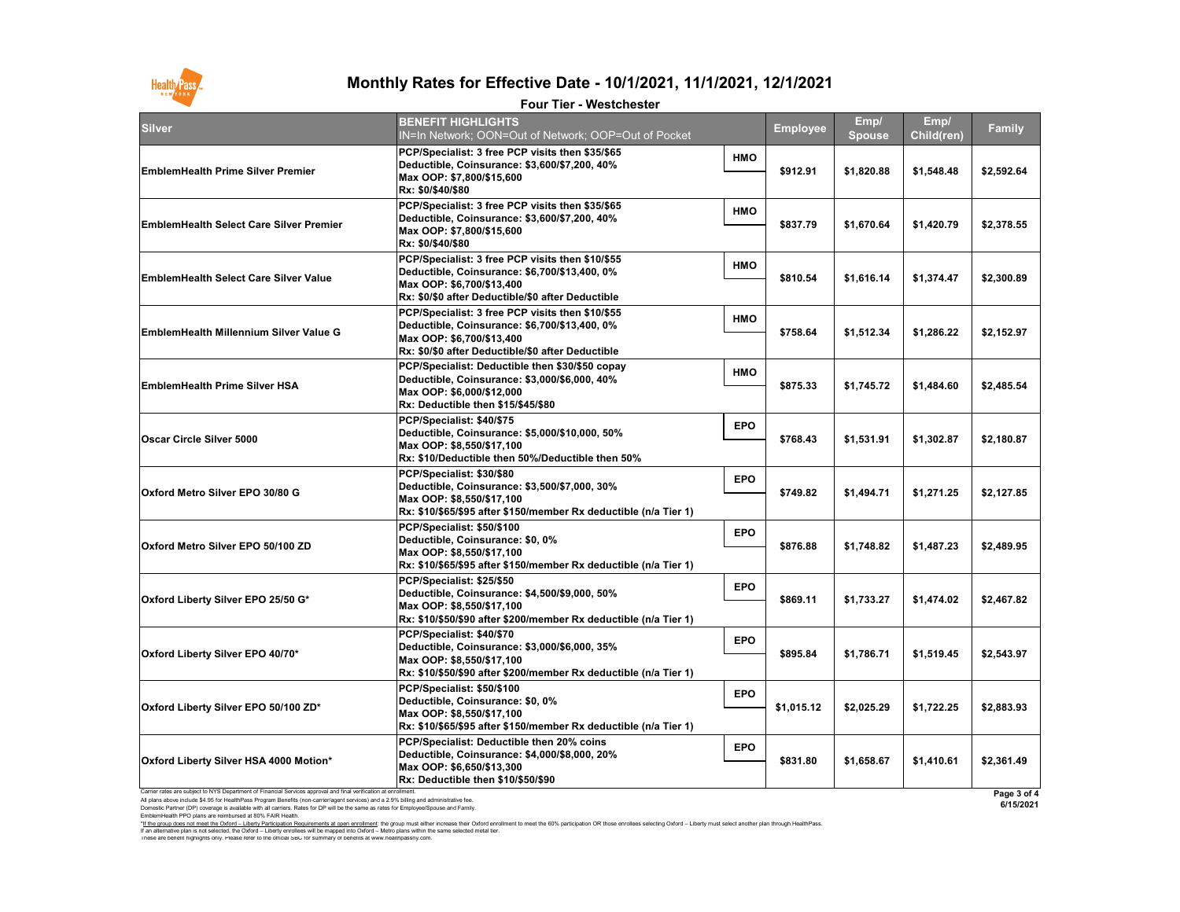# Monthly Rates for Effective Date - 10/1/2021, 11/1/2021, 12/1/2021

## Four Tier - Westchester

| Silver | BENEFIT HIGHLIGHTS<br>IN=In Network; OON=Out of Network; OOP=Out of Pocket | | Employee | Emp/ Spouse | Emp/ Child(ren) | Family |
|---|---|---|---|---|---|---|
| EmblemHealth Prime Silver Premier | PCP/Specialist: 3 free PCP visits then $35/$65<br>Deductible, Coinsurance: $3,600/$7,200, 40%<br>Max OOP: $7,800/$15,600<br>Rx: $0/$40/$80 | HMO | $912.91 | $1,820.88 | $1,548.48 | $2,592.64 |
| EmblemHealth Select Care Silver Premier | PCP/Specialist: 3 free PCP visits then $35/$65<br>Deductible, Coinsurance: $3,600/$7,200, 40%<br>Max OOP: $7,800/$15,600<br>Rx: $0/$40/$80 | HMO | $837.79 | $1,670.64 | $1,420.79 | $2,378.55 |
| EmblemHealth Select Care Silver Value | PCP/Specialist: 3 free PCP visits then $10/$55<br>Deductible, Coinsurance: $6,700/$13,400, 0%<br>Max OOP: $6,700/$13,400<br>Rx: $0/$0 after Deductible/$0 after Deductible | HMO | $810.54 | $1,616.14 | $1,374.47 | $2,300.89 |
| EmblemHealth Millennium Silver Value G | PCP/Specialist: 3 free PCP visits then $10/$55<br>Deductible, Coinsurance: $6,700/$13,400, 0%<br>Max OOP: $6,700/$13,400<br>Rx: $0/$0 after Deductible/$0 after Deductible | HMO | $758.64 | $1,512.34 | $1,286.22 | $2,152.97 |
| EmblemHealth Prime Silver HSA | PCP/Specialist: Deductible then $30/$50 copay<br>Deductible, Coinsurance: $3,000/$6,000, 40%<br>Max OOP: $6,000/$12,000<br>Rx: Deductible then $15/$45/$80 | HMO | $875.33 | $1,745.72 | $1,484.60 | $2,485.54 |
| Oscar Circle Silver 5000 | PCP/Specialist: $40/$75<br>Deductible, Coinsurance: $5,000/$10,000, 50%<br>Max OOP: $8,550/$17,100<br>Rx: $10/Deductible then 50%/Deductible then 50% | EPO | $768.43 | $1,531.91 | $1,302.87 | $2,180.87 |
| Oxford Metro Silver EPO 30/80 G | PCP/Specialist: $30/$80<br>Deductible, Coinsurance: $3,500/$7,000, 30%<br>Max OOP: $8,550/$17,100<br>Rx: $10/$65/$95 after $150/member Rx deductible (n/a Tier 1) | EPO | $749.82 | $1,494.71 | $1,271.25 | $2,127.85 |
| Oxford Metro Silver EPO 50/100 ZD | PCP/Specialist: $50/$100<br>Deductible, Coinsurance: $0, 0%<br>Max OOP: $8,550/$17,100<br>Rx: $10/$65/$95 after $150/member Rx deductible (n/a Tier 1) | EPO | $876.88 | $1,748.82 | $1,487.23 | $2,489.95 |
| Oxford Liberty Silver EPO 25/50 G* | PCP/Specialist: $25/$50<br>Deductible, Coinsurance: $4,500/$9,000, 50%<br>Max OOP: $8,550/$17,100<br>Rx: $10/$50/$90 after $200/member Rx deductible (n/a Tier 1) | EPO | $869.11 | $1,733.27 | $1,474.02 | $2,467.82 |
| Oxford Liberty Silver EPO 40/70* | PCP/Specialist: $40/$70<br>Deductible, Coinsurance: $3,000/$6,000, 35%<br>Max OOP: $8,550/$17,100<br>Rx: $10/$50/$90 after $200/member Rx deductible (n/a Tier 1) | EPO | $895.84 | $1,786.71 | $1,519.45 | $2,543.97 |
| Oxford Liberty Silver EPO 50/100 ZD* | PCP/Specialist: $50/$100<br>Deductible, Coinsurance: $0, 0%<br>Max OOP: $8,550/$17,100<br>Rx: $10/$65/$95 after $150/member Rx deductible (n/a Tier 1) | EPO | $1,015.12 | $2,025.29 | $1,722.25 | $2,883.93 |
| Oxford Liberty Silver HSA 4000 Motion* | PCP/Specialist: Deductible then 20% coins<br>Deductible, Coinsurance: $4,000/$8,000, 20%<br>Max OOP: $6,650/$13,300<br>Rx: Deductible then $10/$50/$90 | EPO | $831.80 | $1,658.67 | $1,410.61 | $2,361.49 |

Carrier rates are subject to NYS Department of Financial Services approval and final verification at enrollment.
All plans above include $4.95 for HealthPass Program Benefits (non-carrier/agent services) and a 2.9% billing and administrative fee.
Domestic Partner (DP) coverage is available with all carriers. Rates for DP will be the same as rates for Employee/Spouse and Family.
EmblemHealth PPO plans are reimbursed at 80% FAIR Health.
*If the group does not meet the Oxford – Liberty Participation Requirements at open enrollment: the group must either increase their Oxford enrollment to meet the 60% participation OR those enrollees selecting Oxford – Liberty must select another plan through HealthPass.
If an alternative plan is not selected, the Oxford – Liberty enrollees will be mapped into Oxford – Metro plans within the same selected metal tier.
These are benefit highlights only. Please refer to the official SBC for summary of benefits at www.healthpassny.com.

6/15/2021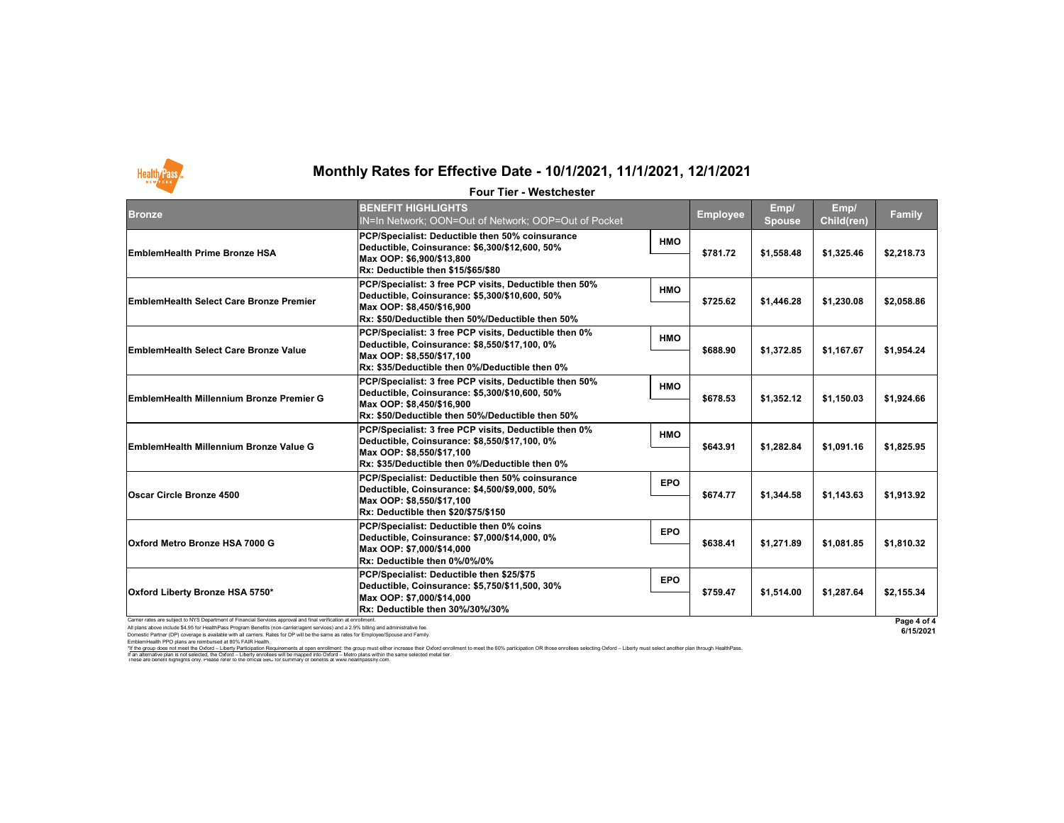# Monthly Rates for Effective Date - 10/1/2021, 11/1/2021, 12/1/2021

## Four Tier - Westchester

| Bronze | BENEFIT HIGHLIGHTS<br>IN=In Network; OON=Out of Network; OOP=Out of Pocket | | Employee | Emp/ Spouse | Emp/ Child(ren) | Family |
|---|---|---|---|---|---|---|
| EmblemHealth Prime Bronze HSA | PCP/Specialist: Deductible then 50% coinsurance<br>Deductible, Coinsurance: $6,300/$12,600, 50%<br>Max OOP: $6,900/$13,800<br>Rx: Deductible then $15/$65/$80 | HMO | $781.72 | $1,558.48 | $1,325.46 | $2,218.73 |
| EmblemHealth Select Care Bronze Premier | PCP/Specialist: 3 free PCP visits, Deductible then 50%<br>Deductible, Coinsurance: $5,300/$10,600, 50%<br>Max OOP: $8,450/$16,900<br>Rx: $50/Deductible then 50%/Deductible then 50% | HMO | $725.62 | $1,446.28 | $1,230.08 | $2,058.86 |
| EmblemHealth Select Care Bronze Value | PCP/Specialist: 3 free PCP visits, Deductible then 0%<br>Deductible, Coinsurance: $8,550/$17,100, 0%<br>Max OOP: $8,550/$17,100<br>Rx: $35/Deductible then 0%/Deductible then 0% | HMO | $688.90 | $1,372.85 | $1,167.67 | $1,954.24 |
| EmblemHealth Millennium Bronze Premier G | PCP/Specialist: 3 free PCP visits, Deductible then 50%<br>Deductible, Coinsurance: $5,300/$10,600, 50%<br>Max OOP: $8,450/$16,900<br>Rx: $50/Deductible then 50%/Deductible then 50% | HMO | $678.53 | $1,352.12 | $1,150.03 | $1,924.66 |
| EmblemHealth Millennium Bronze Value G | PCP/Specialist: 3 free PCP visits, Deductible then 0%<br>Deductible, Coinsurance: $8,550/$17,100, 0%<br>Max OOP: $8,550/$17,100<br>Rx: $35/Deductible then 0%/Deductible then 0% | HMO | $643.91 | $1,282.84 | $1,091.16 | $1,825.95 |
| Oscar Circle Bronze 4500 | PCP/Specialist: Deductible then 50% coinsurance<br>Deductible, Coinsurance: $4,500/$9,000, 50%<br>Max OOP: $8,550/$17,100<br>Rx: Deductible then $20/$75/$150 | EPO | $674.77 | $1,344.58 | $1,143.63 | $1,913.92 |
| Oxford Metro Bronze HSA 7000 G | PCP/Specialist: Deductible then 0% coins<br>Deductible, Coinsurance: $7,000/$14,000, 0%<br>Max OOP: $7,000/$14,000<br>Rx: Deductible then 0%/0%/0% | EPO | $638.41 | $1,271.89 | $1,081.85 | $1,810.32 |
| Oxford Liberty Bronze HSA 5750* | PCP/Specialist: Deductible then $25/$75<br>Deductible, Coinsurance: $5,750/$11,500, 30%<br>Max OOP: $7,000/$14,000<br>Rx: Deductible then 30%/30%/30% | EPO | $759.47 | $1,514.00 | $1,287.64 | $2,155.34 |

Carrier rates are subject to NYS Department of Financial Services approval and final verification at enrollment.
All plans above include $4.95 for HealthPass Program Benefits (non-carrier/agent services) and a 2.9% billing and administrative fee.
Domestic Partner (DP) coverage is available with all carriers. Rates for DP will be the same as rates for Employee/Spouse and Family.
EmblemHealth PPO plans are reimbursed at 80% FAIR Health.
*If the group does not meet the Oxford – Liberty Participation Requirements at open enrollment: the group must either increase their Oxford enrollment to meet the 60% participation OR those enrollees selecting Oxford – Liberty must select another plan through HealthPass.
If an alternative plan is not selected, the Oxford – Liberty enrollees will be mapped into Oxford – Metro plans within the same selected metal tier.
These are benefit highlights only. Please refer to the official SBC for summary of benefits at www.healthpassny.com.

6/15/2021